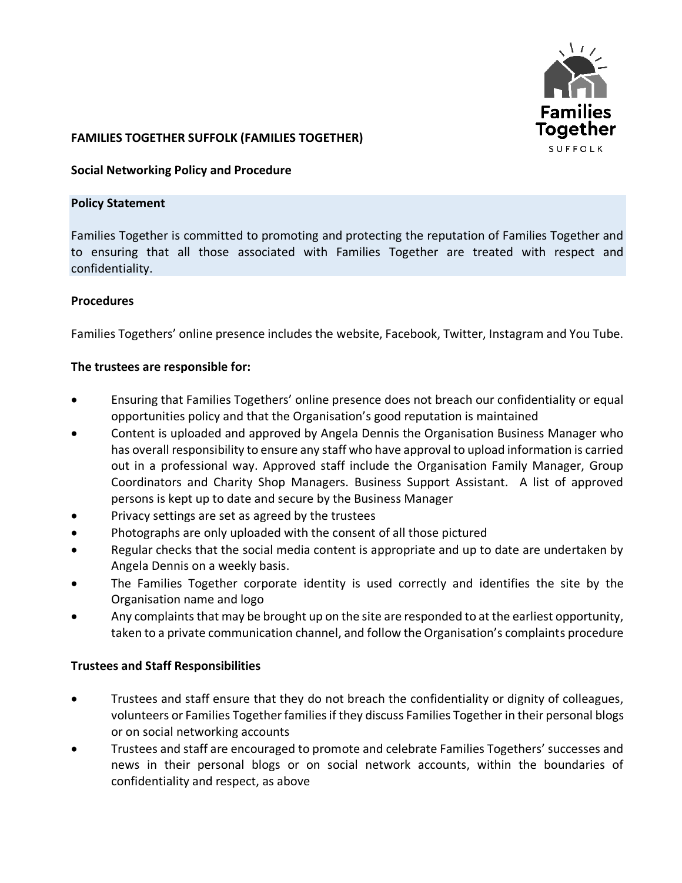**FAMILIES TOGETHER SUFFOLK (FAMILIES TOGETHER)**

**Social Networking Policy and Procedure**

**Policy Statement**

Families Together is committed to promoting and protecting the reputation of Families Together and to ensuring that all those associated with Families Together are treated with respect and confidentiality.

**Procedures**

Families Togethers' online presence includes the website, Facebook, Twitter, Instagram and You Tube.

**The trustees are responsible for:**

- Ensuring that Families Togethers' online presence does not breach our confidentiality or equal opportunities policy and that the Organisation's good reputation is maintained
- Content is uploaded and approved by Angela Dennis the Organisation Business Manager who has overall responsibility to ensure any staff who have approval to upload information is carried out in a professional way. Approved staff include the Organisation Family Manager, Group Coordinators and Charity Shop Managers. Business Support Assistant. A list of approved persons is kept up to date and secure by the Business Manager
- Privacy settings are set as agreed by the trustees
- Photographs are only uploaded with the consent of all those pictured
- Regular checks that the social media content is appropriate and up to date are undertaken by Angela Dennis on a weekly basis.
- The Families Together corporate identity is used correctly and identifies the site by the Organisation name and logo
- Any complaints that may be brought up on the site are responded to at the earliest opportunity, taken to a private communication channel, and follow the Organisation's complaints procedure

**Trustees and Staff Responsibilities**

- Trustees and staff ensure that they do not breach the confidentiality or dignity of colleagues, volunteers or Families Together families if they discuss Families Together in their personal blogs or on social networking accounts
- Trustees and staff are encouraged to promote and celebrate Families Togethers' successes and news in their personal blogs or on social network accounts, within the boundaries of confidentiality and respect, as above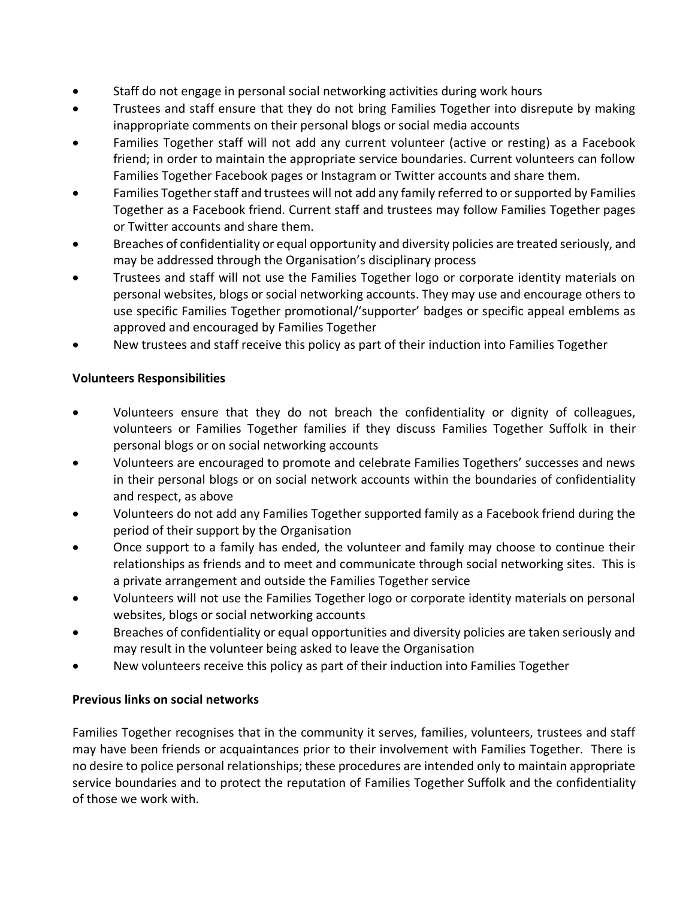- Staff do not engage in personal social networking activities during work hours
- Trustees and staff ensure that they do not bring Families Together into disrepute by making inappropriate comments on their personal blogs or social media accounts
- Families Together staff will not add any current volunteer (active or resting) as a Facebook friend; in order to maintain the appropriate service boundaries. Current volunteers can follow Families Together Facebook pages or Instagram or Twitter accounts and share them.
- Families Together staff and trustees will not add any family referred to or supported by Families Together as a Facebook friend. Current staff and trustees may follow Families Together pages or Twitter accounts and share them.
- Breaches of confidentiality or equal opportunity and diversity policies are treated seriously, and may be addressed through the Organisation's disciplinary process
- Trustees and staff will not use the Families Together logo or corporate identity materials on personal websites, blogs or social networking accounts. They may use and encourage others to use specific Families Together promotional/'supporter' badges or specific appeal emblems as approved and encouraged by Families Together
- New trustees and staff receive this policy as part of their induction into Families Together

**Volunteers Responsibilities**

- Volunteers ensure that they do not breach the confidentiality or dignity of colleagues, volunteers or Families Together families if they discuss Families Together Suffolk in their personal blogs or on social networking accounts
- Volunteers are encouraged to promote and celebrate Families Togethers' successes and news in their personal blogs or on social network accounts within the boundaries of confidentiality and respect, as above
- Volunteers do not add any Families Together supported family as a Facebook friend during the period of their support by the Organisation
- Once support to a family has ended, the volunteer and family may choose to continue their relationships as friends and to meet and communicate through social networking sites. This is a private arrangement and outside the Families Together service
- Volunteers will not use the Families Together logo or corporate identity materials on personal websites, blogs or social networking accounts
- Breaches of confidentiality or equal opportunities and diversity policies are taken seriously and may result in the volunteer being asked to leave the Organisation
- New volunteers receive this policy as part of their induction into Families Together

**Previous links on social networks**

Families Together recognises that in the community it serves, families, volunteers, trustees and staff may have been friends or acquaintances prior to their involvement with Families Together. There is no desire to police personal relationships; these procedures are intended only to maintain appropriate service boundaries and to protect the reputation of Families Together Suffolk and the confidentiality of those we work with.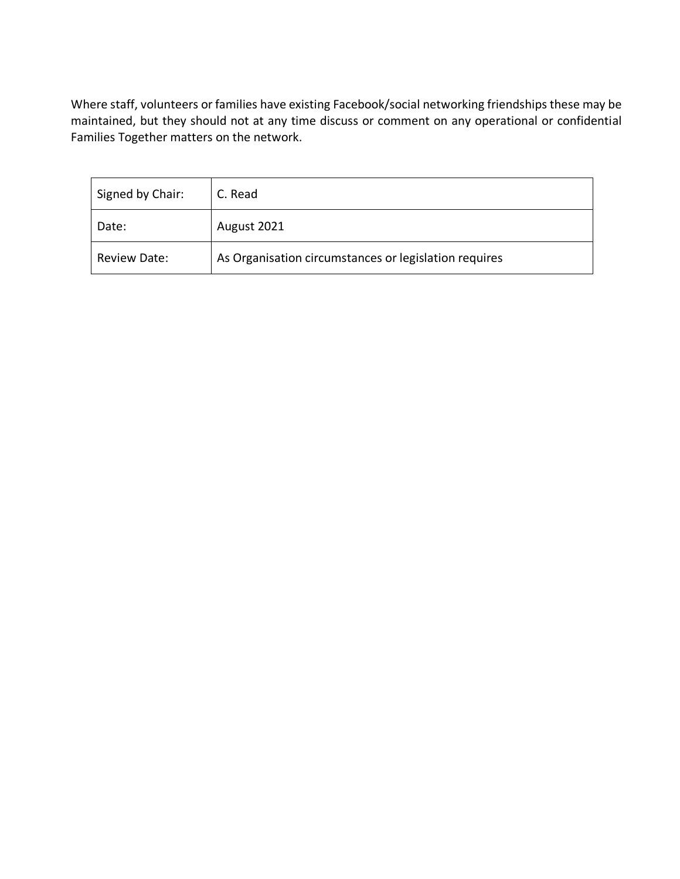Where staff, volunteers or families have existing Facebook/social networking friendships these may be maintained, but they should not at any time discuss or comment on any operational or confidential Families Together matters on the network.

| | |
|---|---|
| Signed by Chair: | C. Read |
| Date: | August 2021 |
| Review Date: | As Organisation circumstances or legislation requires |